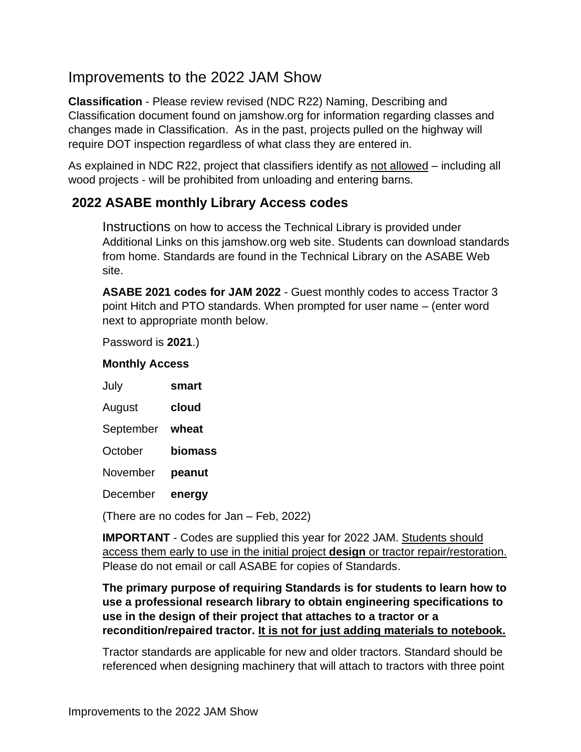# Improvements to the 2022 JAM Show

**Classification** - Please review revised (NDC R22) Naming, Describing and Classification document found on jamshow.org for information regarding classes and changes made in Classification. As in the past, projects pulled on the highway will require DOT inspection regardless of what class they are entered in.

As explained in NDC R22, project that classifiers identify as not allowed – including all wood projects - will be prohibited from unloading and entering barns.

## 2022 ASABE monthly Library Access codes

Instructions on how to access the Technical Library is provided under Additional Links on this jamshow.org web site. Students can download standards from home. Standards are found in the Technical Library on the ASABE Web site.

**ASABE 2021 codes for JAM 2022** - Guest monthly codes to access Tractor 3 point Hitch and PTO standards. When prompted for user name – (enter word next to appropriate month below.

Password is **2021**.)

**Monthly Access**

| | |
|---|---|
| July | **smart** |
| August | **cloud** |
| September | **wheat** |
| October | **biomass** |
| November | **peanut** |
| December | **energy** |

(There are no codes for Jan – Feb, 2022)

**IMPORTANT** - Codes are supplied this year for 2022 JAM. Students should access them early to use in the initial project **design** or tractor repair/restoration. Please do not email or call ASABE for copies of Standards.

**The primary purpose of requiring Standards is for students to learn how to use a professional research library to obtain engineering specifications to use in the design of their project that attaches to a tractor or a recondition/repaired tractor. It is not for just adding materials to notebook.**

Tractor standards are applicable for new and older tractors. Standard should be referenced when designing machinery that will attach to tractors with three point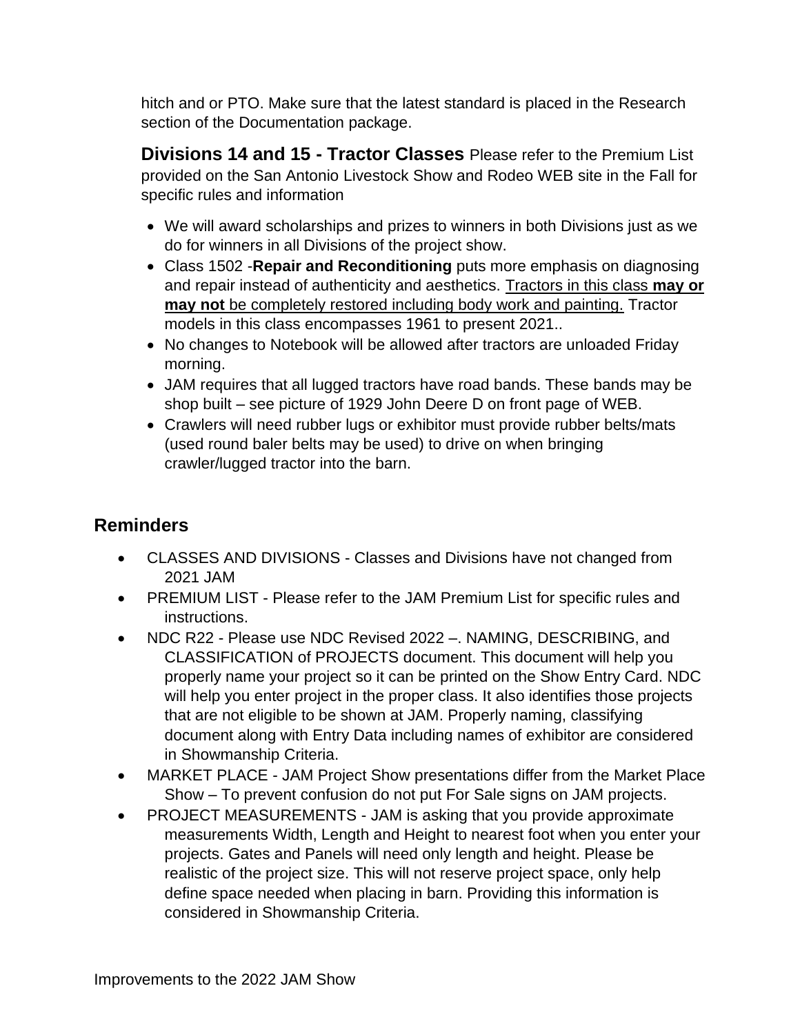hitch and or PTO. Make sure that the latest standard is placed in the Research section of the Documentation package.

**Divisions 14 and 15 - Tractor Classes** Please refer to the Premium List provided on the San Antonio Livestock Show and Rodeo WEB site in the Fall for specific rules and information

- We will award scholarships and prizes to winners in both Divisions just as we do for winners in all Divisions of the project show.
- Class 1502 -**Repair and Reconditioning** puts more emphasis on diagnosing and repair instead of authenticity and aesthetics. <u>Tractors in this class **may or may not** be completely restored including body work and painting.</u> Tractor models in this class encompasses 1961 to present 2021..
- No changes to Notebook will be allowed after tractors are unloaded Friday morning.
- JAM requires that all lugged tractors have road bands. These bands may be shop built – see picture of 1929 John Deere D on front page of WEB.
- Crawlers will need rubber lugs or exhibitor must provide rubber belts/mats (used round baler belts may be used) to drive on when bringing crawler/lugged tractor into the barn.

## Reminders

- CLASSES AND DIVISIONS - Classes and Divisions have not changed from 2021 JAM
- PREMIUM LIST - Please refer to the JAM Premium List for specific rules and instructions.
- NDC R22 - Please use NDC Revised 2022 –. NAMING, DESCRIBING, and CLASSIFICATION of PROJECTS document. This document will help you properly name your project so it can be printed on the Show Entry Card. NDC will help you enter project in the proper class. It also identifies those projects that are not eligible to be shown at JAM. Properly naming, classifying document along with Entry Data including names of exhibitor are considered in Showmanship Criteria.
- MARKET PLACE - JAM Project Show presentations differ from the Market Place Show – To prevent confusion do not put For Sale signs on JAM projects.
- PROJECT MEASUREMENTS - JAM is asking that you provide approximate measurements Width, Length and Height to nearest foot when you enter your projects. Gates and Panels will need only length and height. Please be realistic of the project size. This will not reserve project space, only help define space needed when placing in barn. Providing this information is considered in Showmanship Criteria.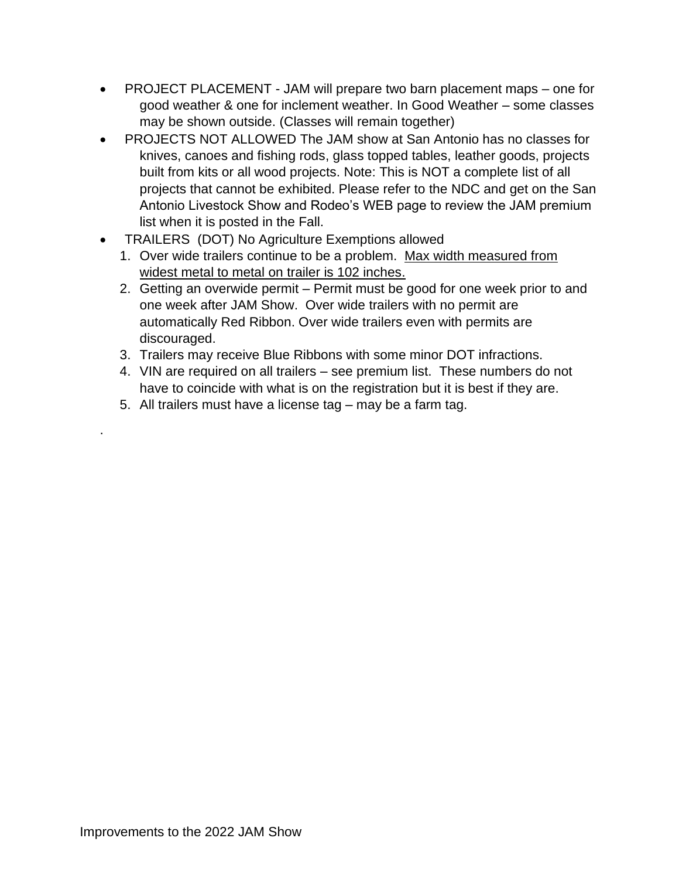- PROJECT PLACEMENT - JAM will prepare two barn placement maps – one for good weather & one for inclement weather. In Good Weather – some classes may be shown outside. (Classes will remain together)
- PROJECTS NOT ALLOWED The JAM show at San Antonio has no classes for knives, canoes and fishing rods, glass topped tables, leather goods, projects built from kits or all wood projects. Note: This is NOT a complete list of all projects that cannot be exhibited. Please refer to the NDC and get on the San Antonio Livestock Show and Rodeo's WEB page to review the JAM premium list when it is posted in the Fall.
- TRAILERS (DOT) No Agriculture Exemptions allowed
  1. Over wide trailers continue to be a problem. <u>Max width measured from widest metal to metal on trailer is 102 inches.</u>
  2. Getting an overwide permit – Permit must be good for one week prior to and one week after JAM Show. Over wide trailers with no permit are automatically Red Ribbon. Over wide trailers even with permits are discouraged.
  3. Trailers may receive Blue Ribbons with some minor DOT infractions.
  4. VIN are required on all trailers – see premium list. These numbers do not have to coincide with what is on the registration but it is best if they are.
  5. All trailers must have a license tag – may be a farm tag.

.